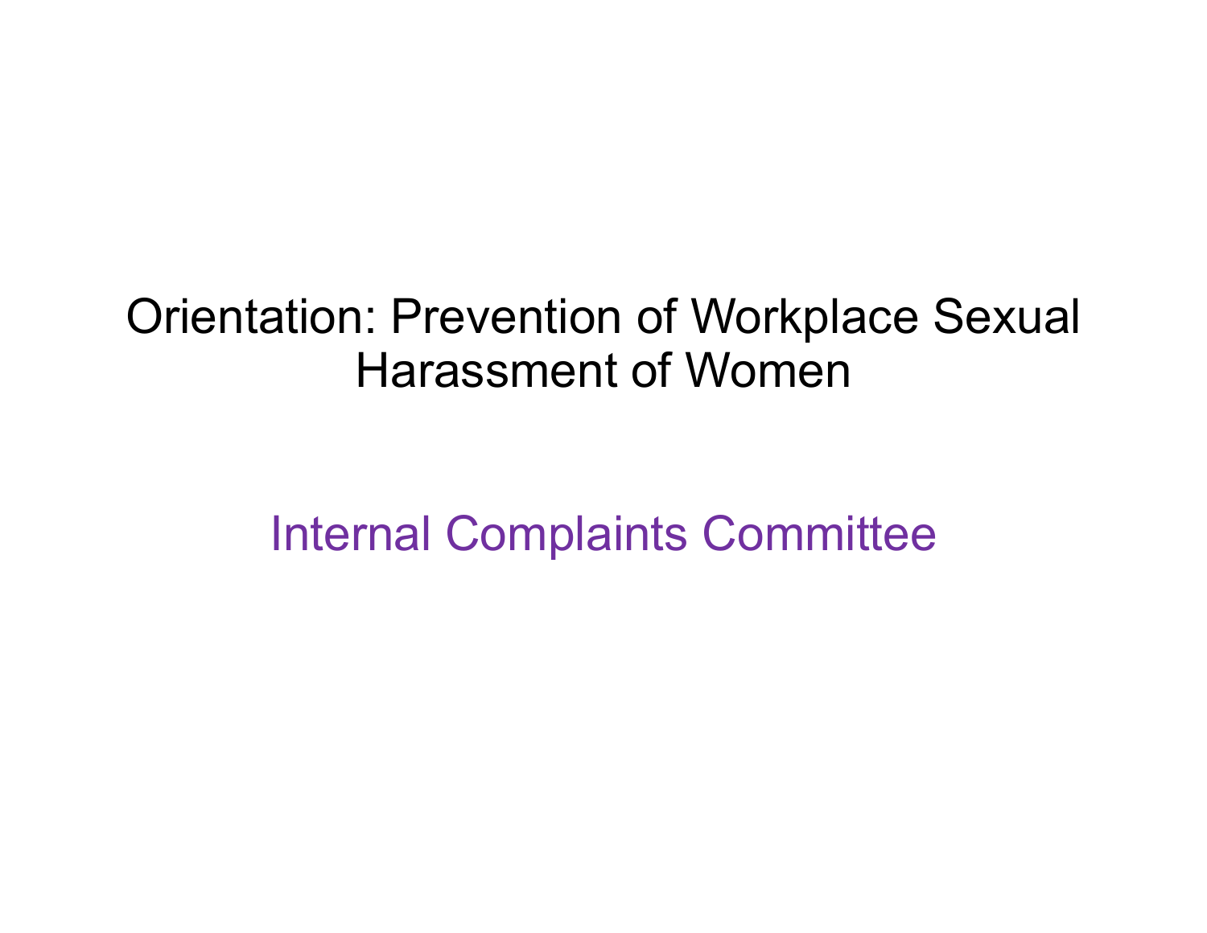# Orientation: Prevention of Workplace Sexual Harassment of Women

## Internal Complaints Committee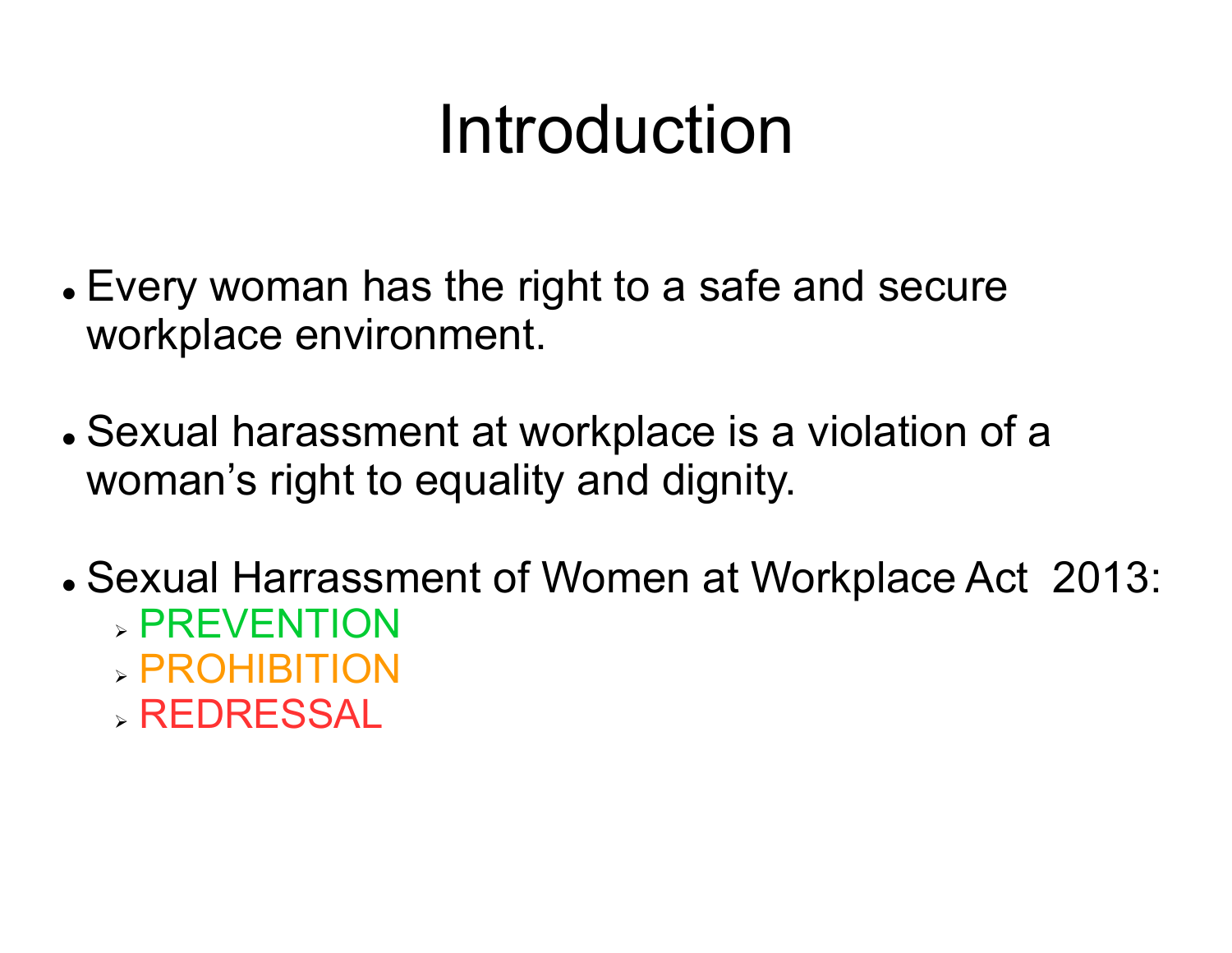# Introduction

- Every woman has the right to a safe and secure workplace environment.

- Sexual harassment at workplace is a violation of a woman's right to equality and dignity.

- Sexual Harrassment of Women at Workplace Act 2013:
  - PREVENTION
  - PROHIBITION
  - REDRESSAL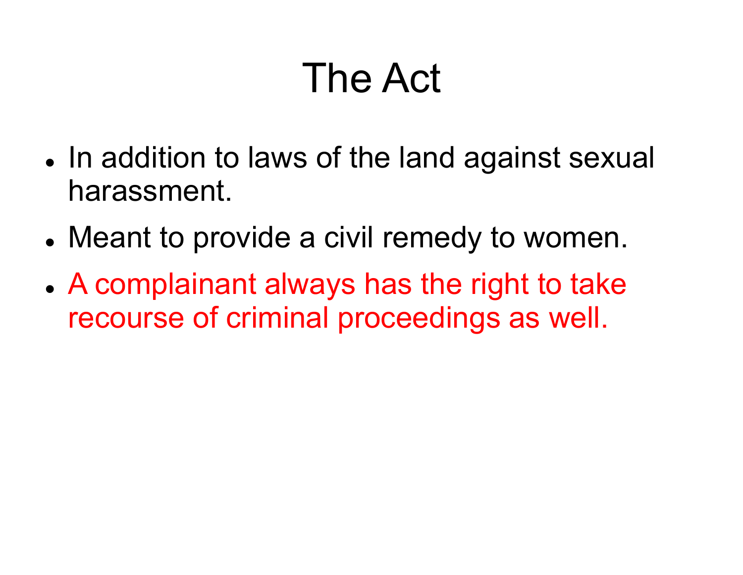# The Act

- In addition to laws of the land against sexual harassment.
- Meant to provide a civil remedy to women.
- A complainant always has the right to take recourse of criminal proceedings as well.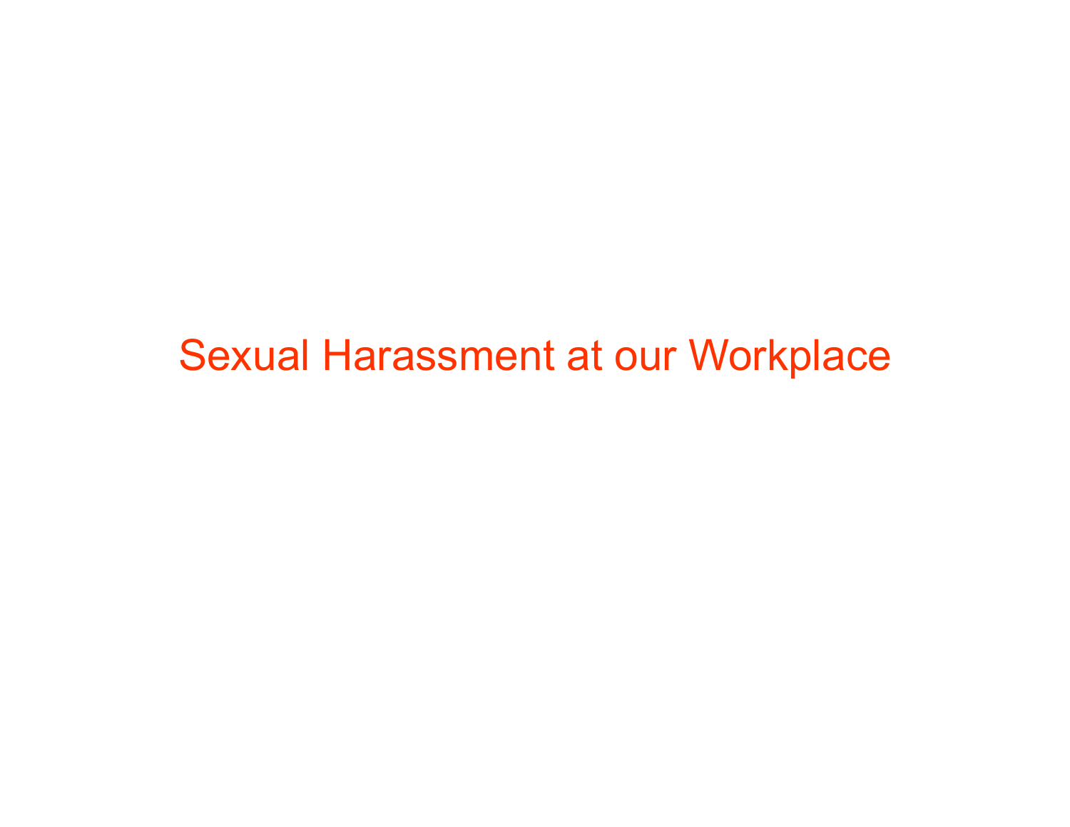# Sexual Harassment at our Workplace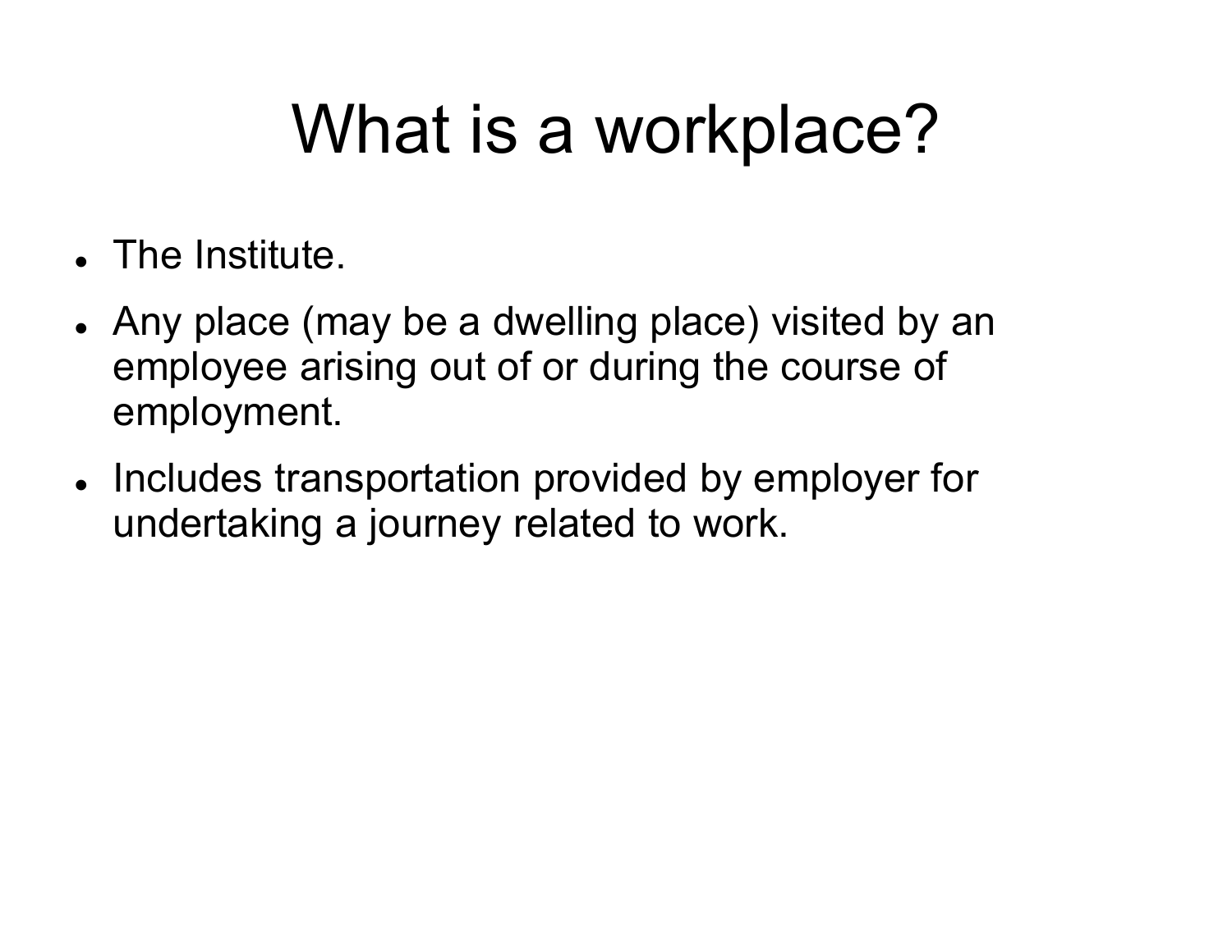# What is a workplace?

- The Institute.
- Any place (may be a dwelling place) visited by an employee arising out of or during the course of employment.
- Includes transportation provided by employer for undertaking a journey related to work.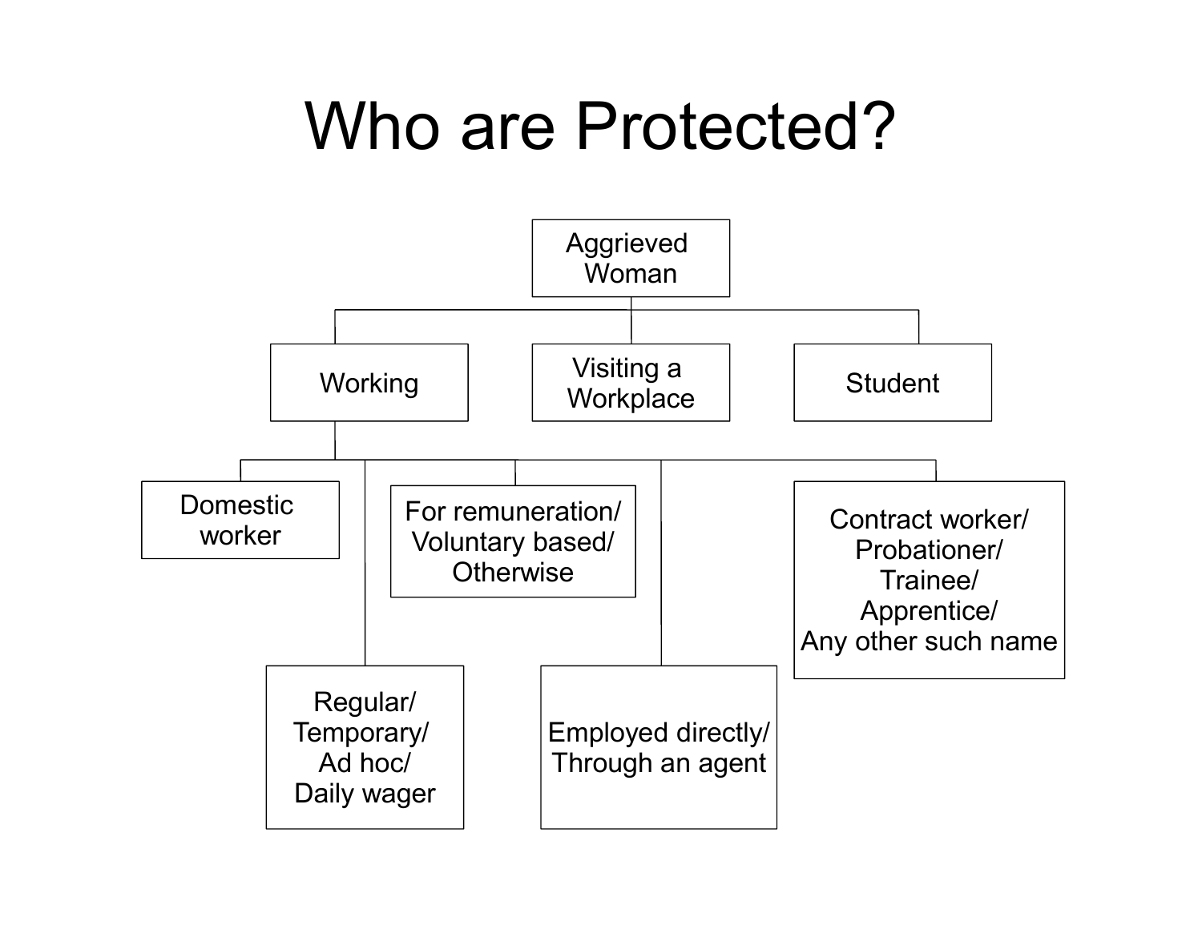# Who are Protected?

- Aggrieved Woman
  - Working
    - Domestic worker
    - Regular/ Temporary/ Ad hoc/ Daily wager
    - For remuneration/ Voluntary based/ Otherwise
    - Employed directly/ Through an agent
    - Contract worker/ Probationer/ Trainee/ Apprentice/ Any other such name
  - Visiting a Workplace
  - Student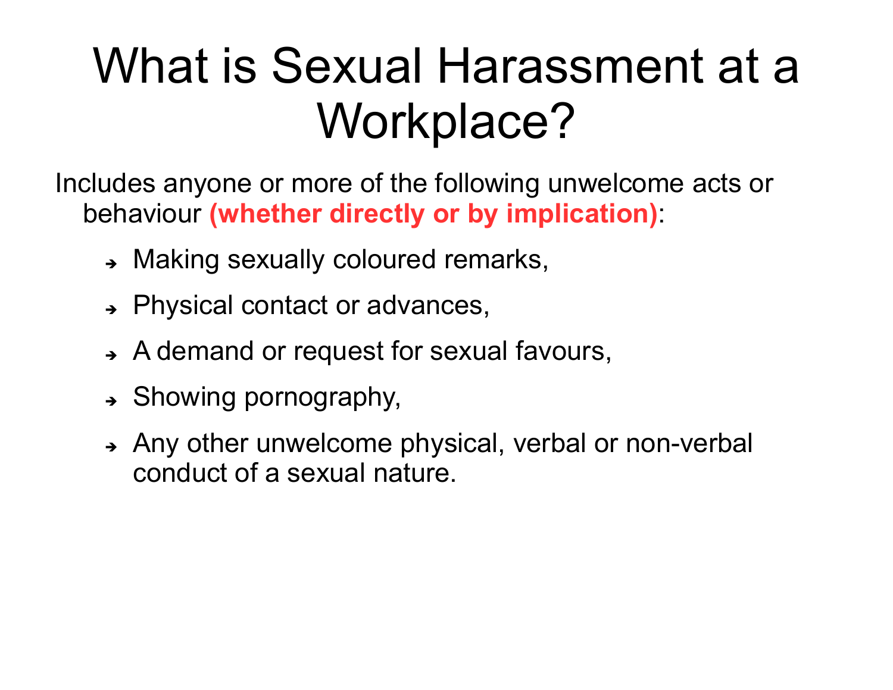# What is Sexual Harassment at a Workplace?

Includes anyone or more of the following unwelcome acts or behaviour **(whether directly or by implication)**:

- Making sexually coloured remarks,
- Physical contact or advances,
- A demand or request for sexual favours,
- Showing pornography,
- Any other unwelcome physical, verbal or non-verbal conduct of a sexual nature.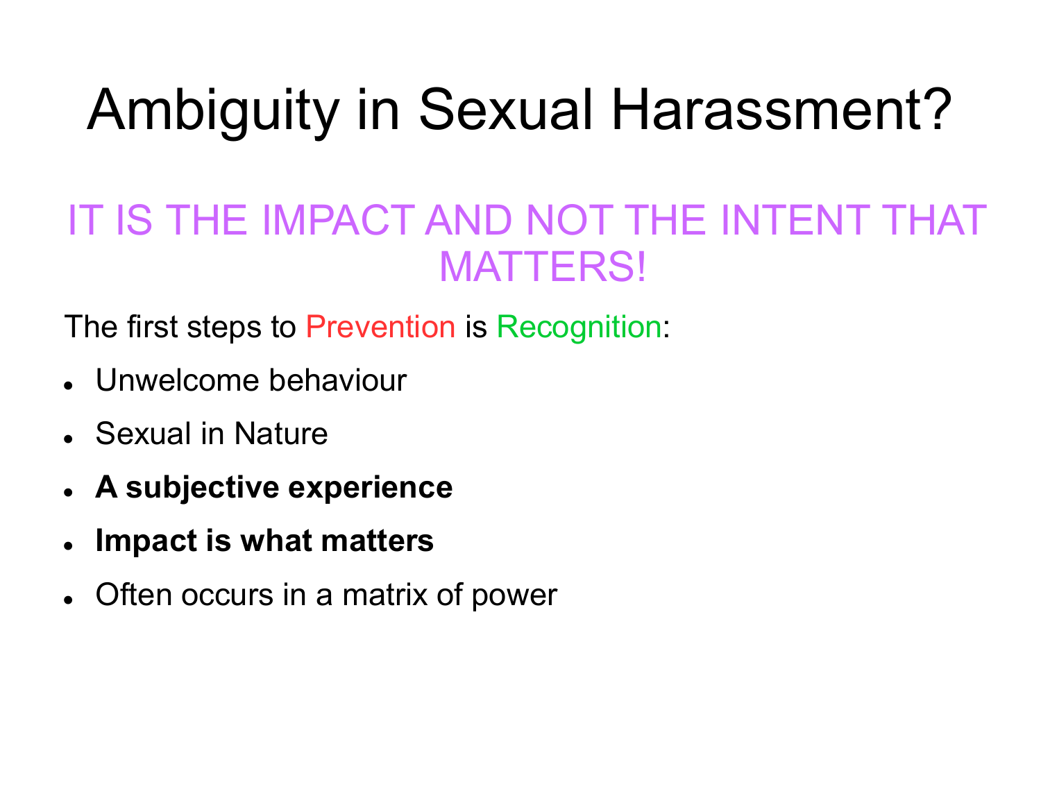# Ambiguity in Sexual Harassment?

## IT IS THE IMPACT AND NOT THE INTENT THAT MATTERS!

The first steps to Prevention is Recognition:

- Unwelcome behaviour
- Sexual in Nature
- **A subjective experience**
- **Impact is what matters**
- Often occurs in a matrix of power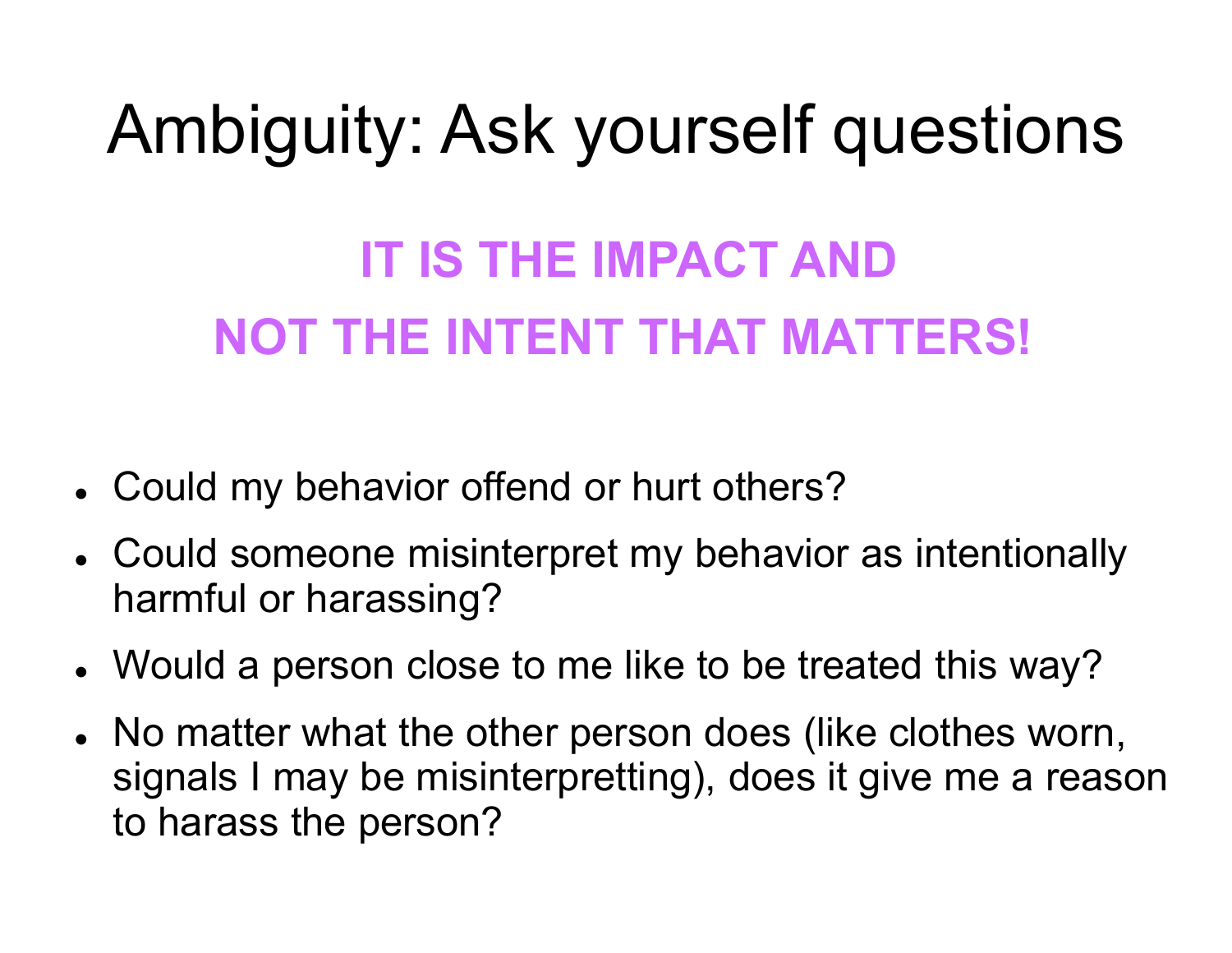# Ambiguity: Ask yourself questions

**IT IS THE IMPACT AND**
**NOT THE INTENT THAT MATTERS!**

- Could my behavior offend or hurt others?
- Could someone misinterpret my behavior as intentionally harmful or harassing?
- Would a person close to me like to be treated this way?
- No matter what the other person does (like clothes worn, signals I may be misinterpretting), does it give me a reason to harass the person?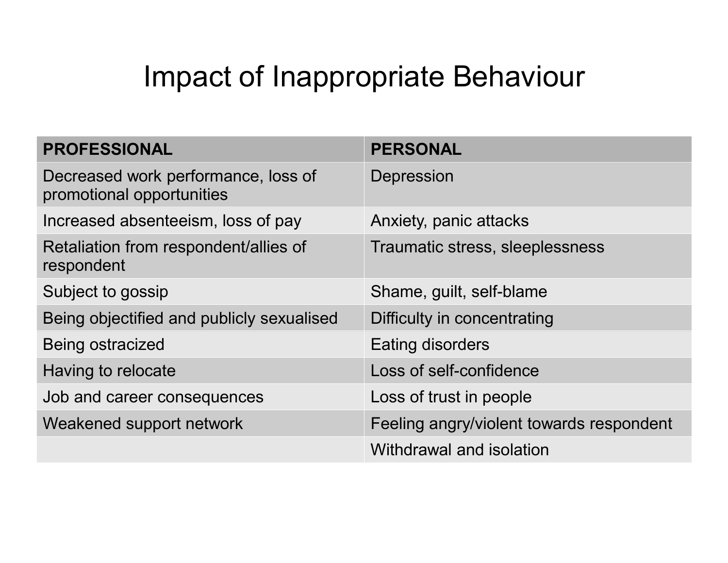# Impact of Inappropriate Behaviour

| PROFESSIONAL | PERSONAL |
|---|---|
| Decreased work performance, loss of promotional opportunities | Depression |
| Increased absenteeism, loss of pay | Anxiety, panic attacks |
| Retaliation from respondent/allies of respondent | Traumatic stress, sleeplessness |
| Subject to gossip | Shame, guilt, self-blame |
| Being objectified and publicly sexualised | Difficulty in concentrating |
| Being ostracized | Eating disorders |
| Having to relocate | Loss of self-confidence |
| Job and career consequences | Loss of trust in people |
| Weakened support network | Feeling angry/violent towards respondent |
| | Withdrawal and isolation |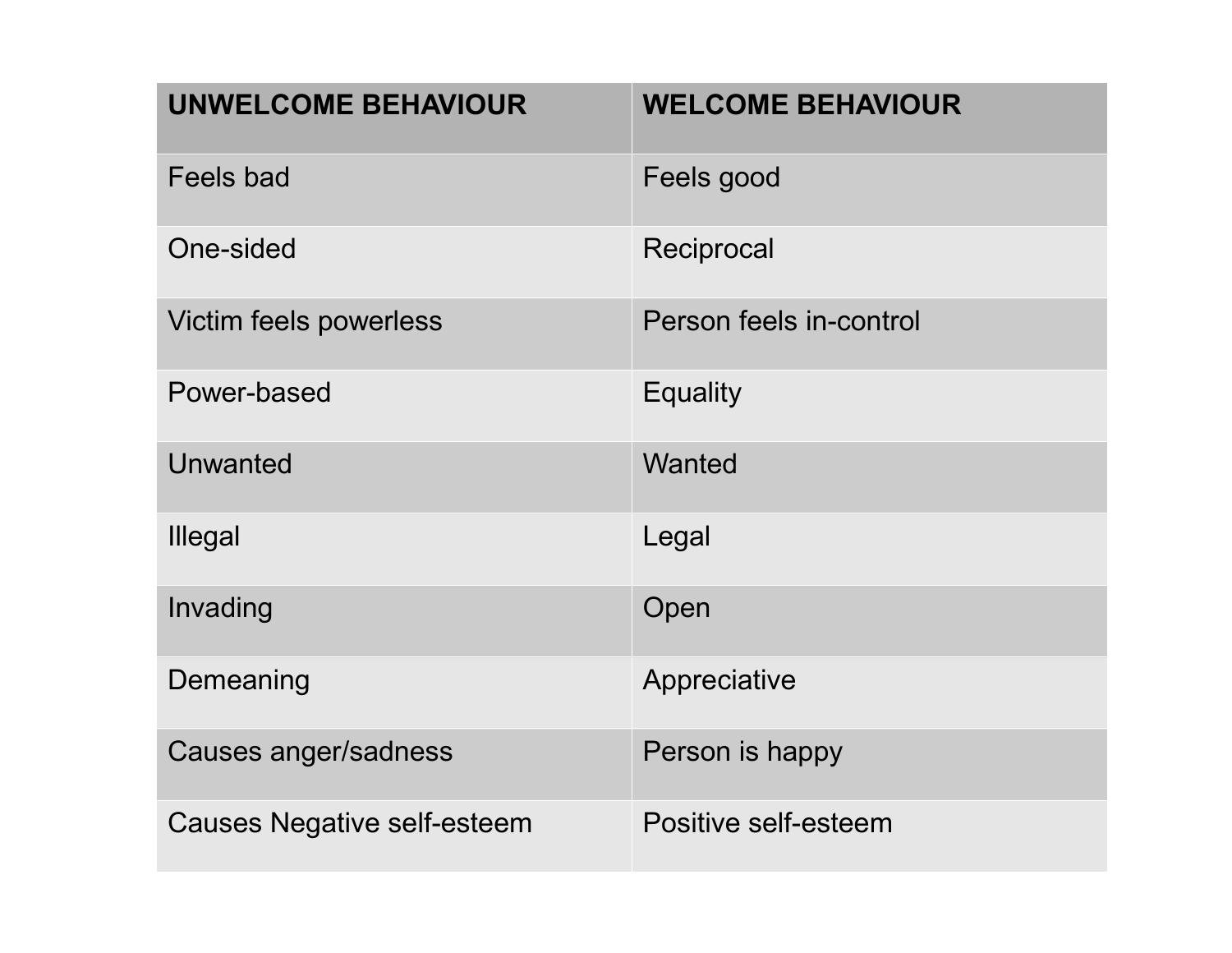| UNWELCOME BEHAVIOUR | WELCOME BEHAVIOUR |
|---|---|
| Feels bad | Feels good |
| One-sided | Reciprocal |
| Victim feels powerless | Person feels in-control |
| Power-based | Equality |
| Unwanted | Wanted |
| Illegal | Legal |
| Invading | Open |
| Demeaning | Appreciative |
| Causes anger/sadness | Person is happy |
| Causes Negative self-esteem | Positive self-esteem |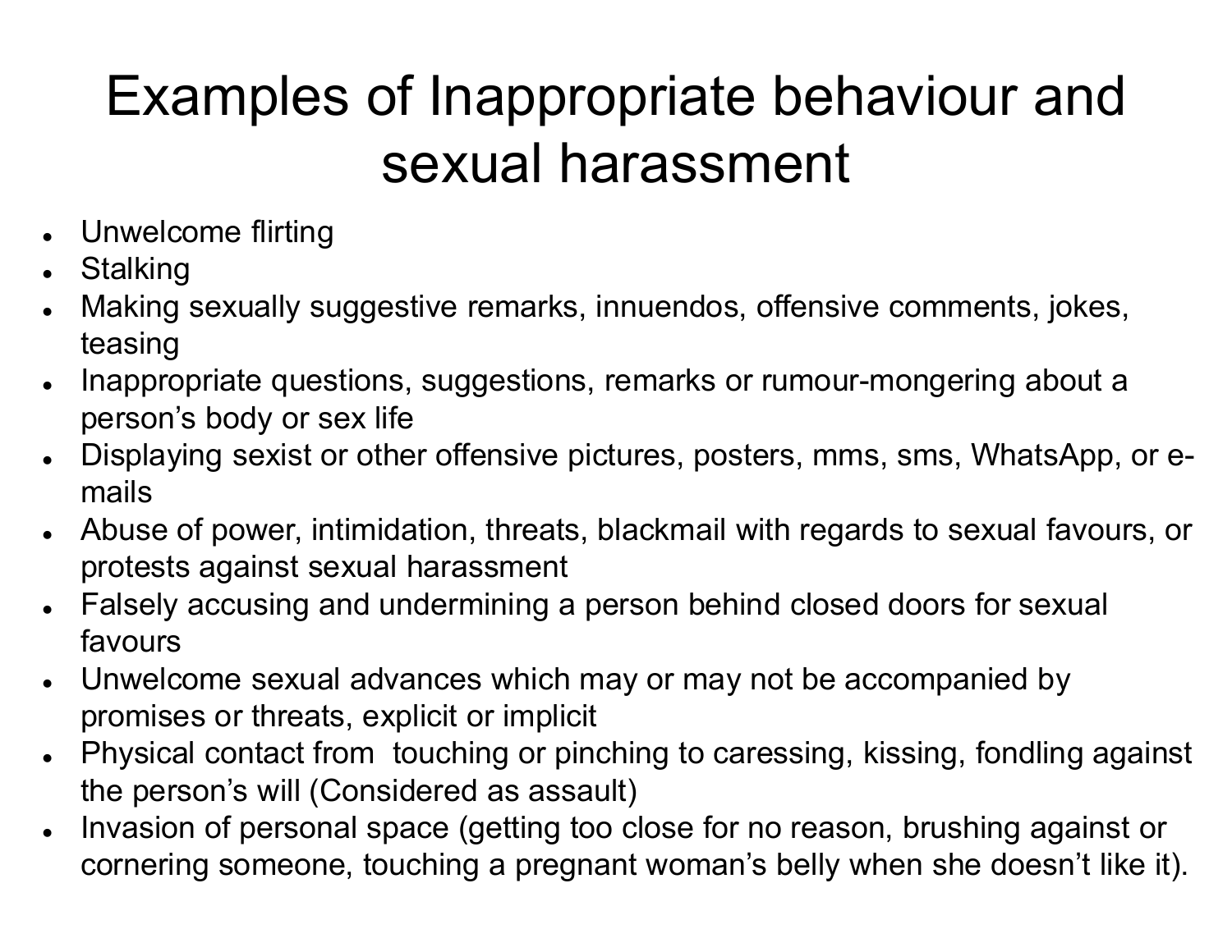# Examples of Inappropriate behaviour and sexual harassment

- Unwelcome flirting
- Stalking
- Making sexually suggestive remarks, innuendos, offensive comments, jokes, teasing
- Inappropriate questions, suggestions, remarks or rumour-mongering about a person's body or sex life
- Displaying sexist or other offensive pictures, posters, mms, sms, WhatsApp, or e-mails
- Abuse of power, intimidation, threats, blackmail with regards to sexual favours, or protests against sexual harassment
- Falsely accusing and undermining a person behind closed doors for sexual favours
- Unwelcome sexual advances which may or may not be accompanied by promises or threats, explicit or implicit
- Physical contact from touching or pinching to caressing, kissing, fondling against the person's will (Considered as assault)
- Invasion of personal space (getting too close for no reason, brushing against or cornering someone, touching a pregnant woman's belly when she doesn't like it).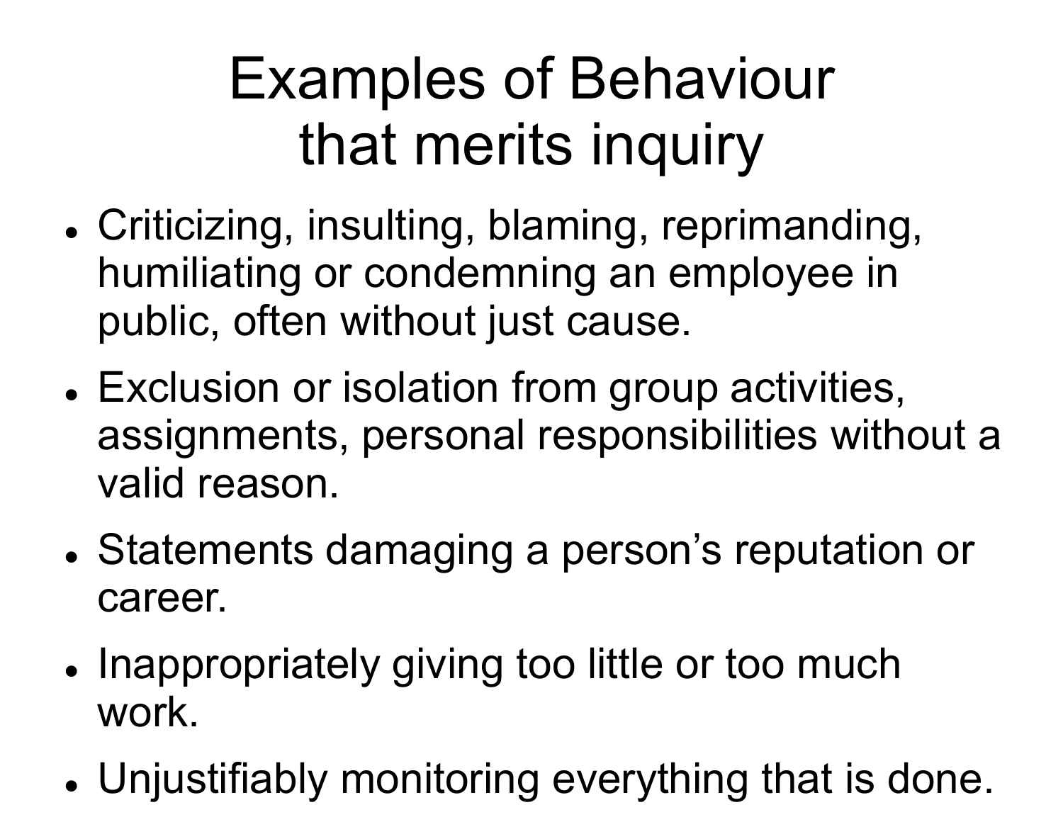# Examples of Behaviour that merits inquiry

- Criticizing, insulting, blaming, reprimanding, humiliating or condemning an employee in public, often without just cause.
- Exclusion or isolation from group activities, assignments, personal responsibilities without a valid reason.
- Statements damaging a person’s reputation or career.
- Inappropriately giving too little or too much work.
- Unjustifiably monitoring everything that is done.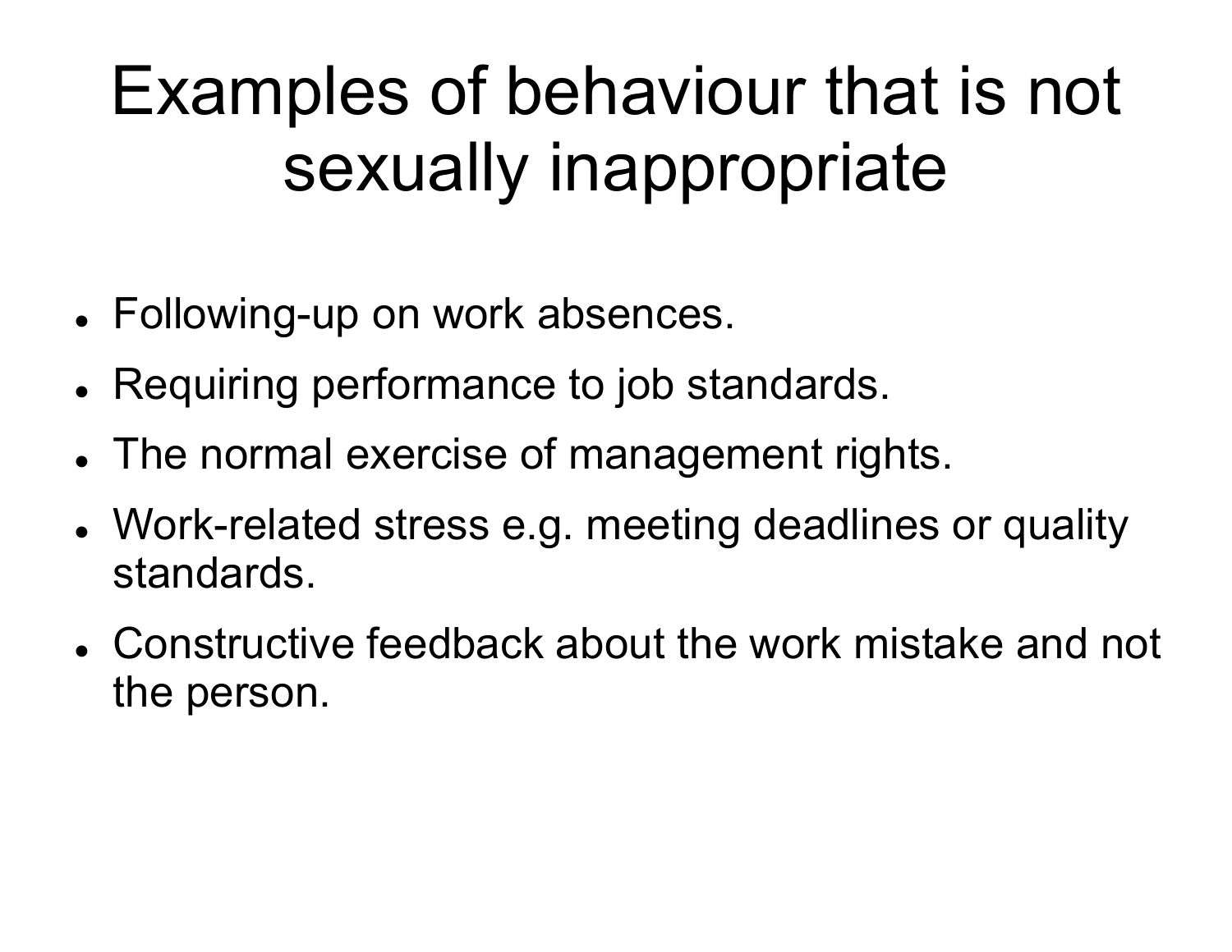# Examples of behaviour that is not sexually inappropriate

- Following-up on work absences.
- Requiring performance to job standards.
- The normal exercise of management rights.
- Work-related stress e.g. meeting deadlines or quality standards.
- Constructive feedback about the work mistake and not the person.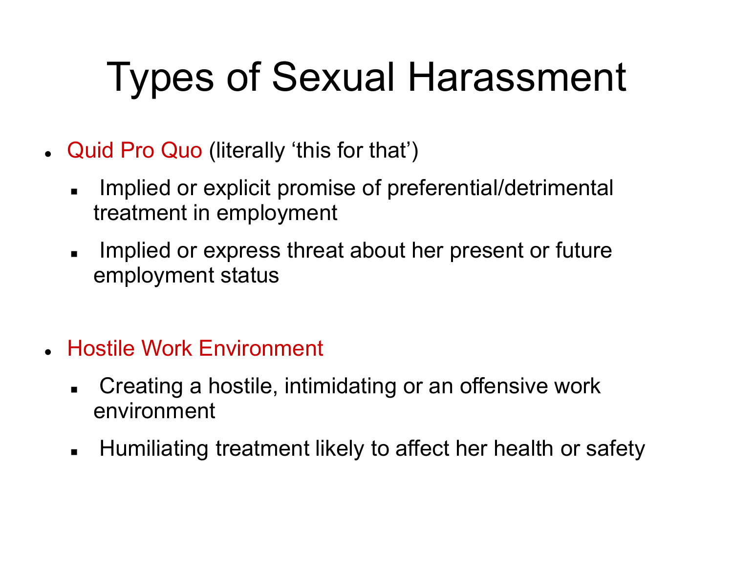# Types of Sexual Harassment

- Quid Pro Quo (literally 'this for that')
  - Implied or explicit promise of preferential/detrimental treatment in employment
  - Implied or express threat about her present or future employment status

- Hostile Work Environment
  - Creating a hostile, intimidating or an offensive work environment
  - Humiliating treatment likely to affect her health or safety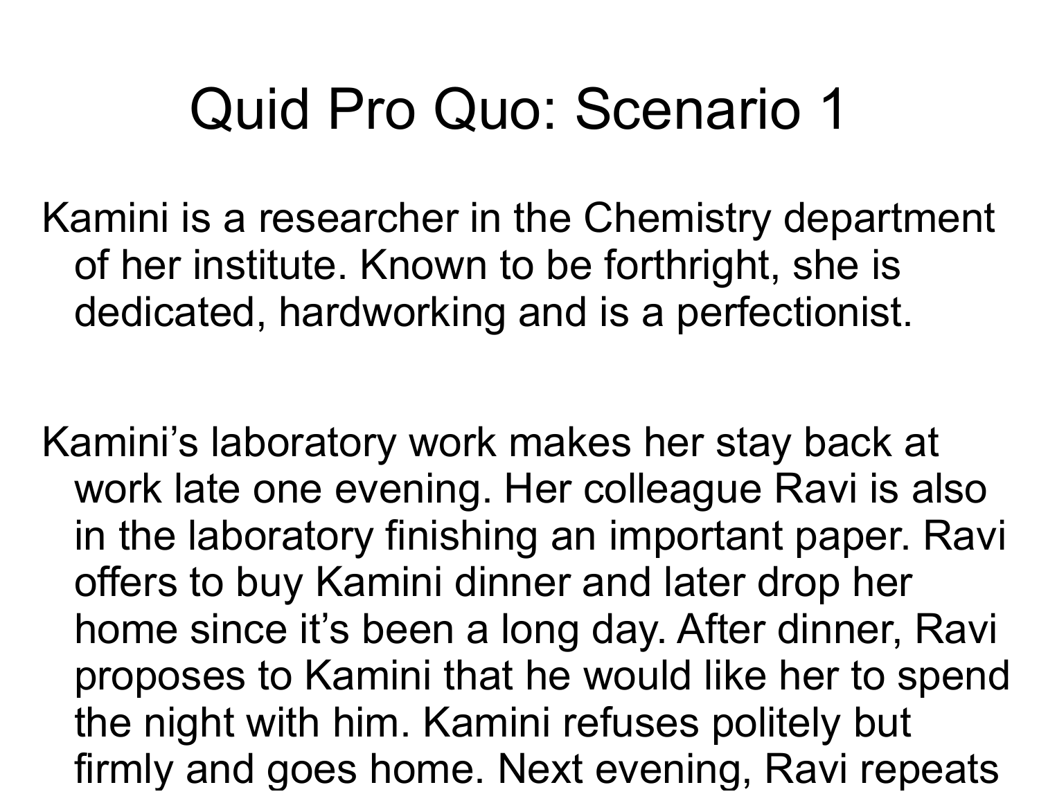# Quid Pro Quo: Scenario 1

Kamini is a researcher in the Chemistry department of her institute. Known to be forthright, she is dedicated, hardworking and is a perfectionist.

Kamini's laboratory work makes her stay back at work late one evening. Her colleague Ravi is also in the laboratory finishing an important paper. Ravi offers to buy Kamini dinner and later drop her home since it's been a long day. After dinner, Ravi proposes to Kamini that he would like her to spend the night with him. Kamini refuses politely but firmly and goes home. Next evening, Ravi repeats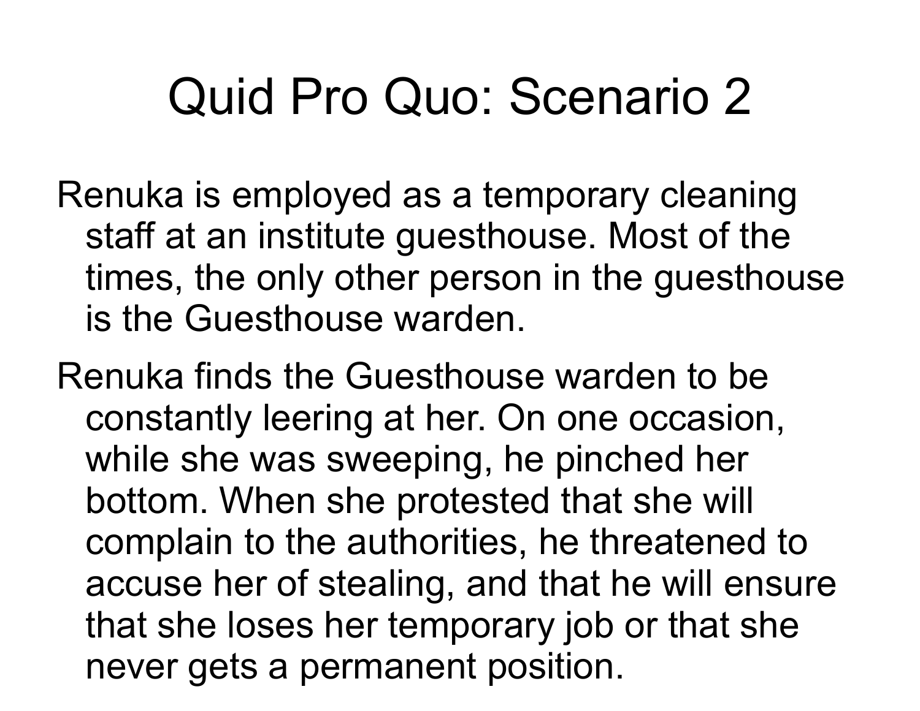# Quid Pro Quo: Scenario 2

Renuka is employed as a temporary cleaning staff at an institute guesthouse. Most of the times, the only other person in the guesthouse is the Guesthouse warden.

Renuka finds the Guesthouse warden to be constantly leering at her. On one occasion, while she was sweeping, he pinched her bottom. When she protested that she will complain to the authorities, he threatened to accuse her of stealing, and that he will ensure that she loses her temporary job or that she never gets a permanent position.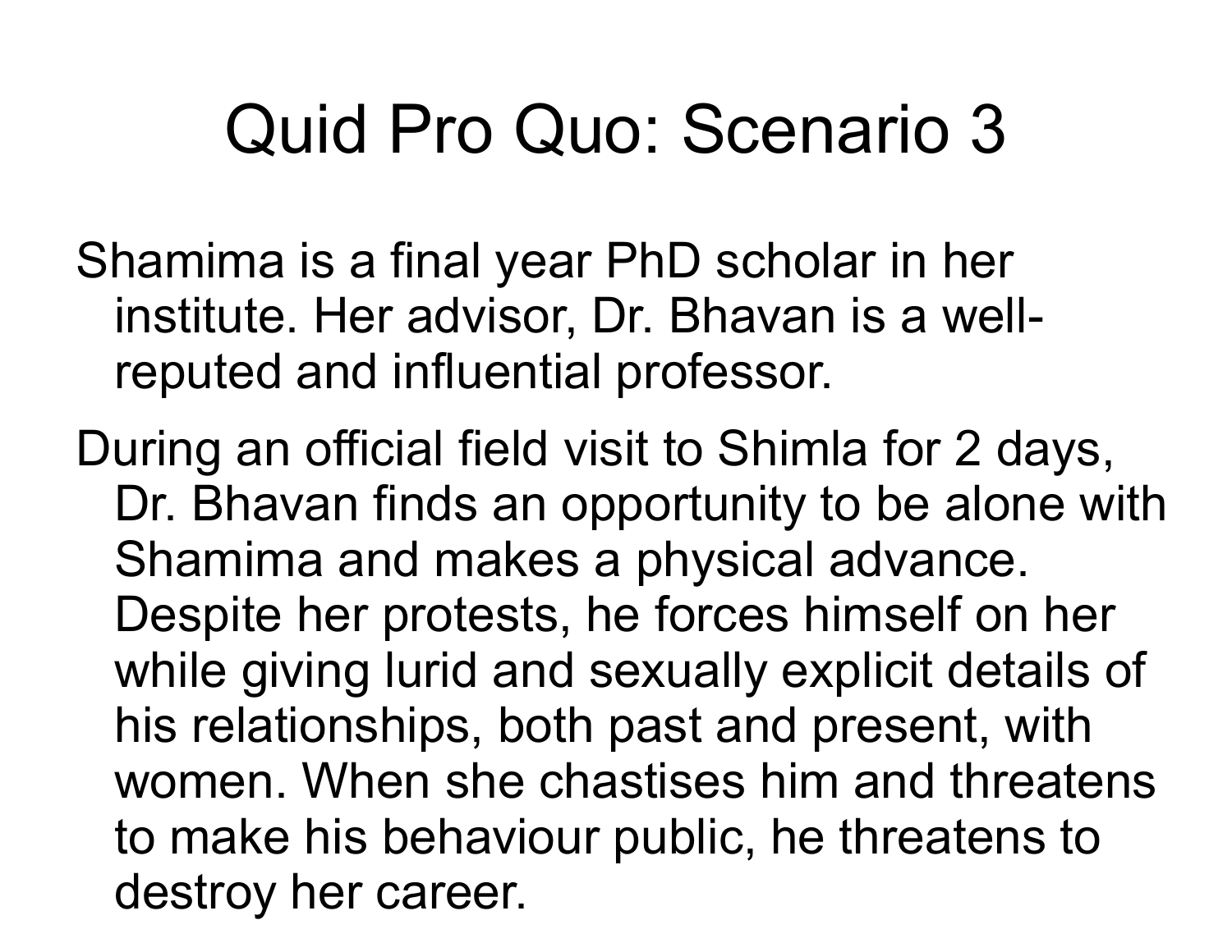# Quid Pro Quo: Scenario 3

Shamima is a final year PhD scholar in her institute. Her advisor, Dr. Bhavan is a well-reputed and influential professor.

During an official field visit to Shimla for 2 days, Dr. Bhavan finds an opportunity to be alone with Shamima and makes a physical advance. Despite her protests, he forces himself on her while giving lurid and sexually explicit details of his relationships, both past and present, with women. When she chastises him and threatens to make his behaviour public, he threatens to destroy her career.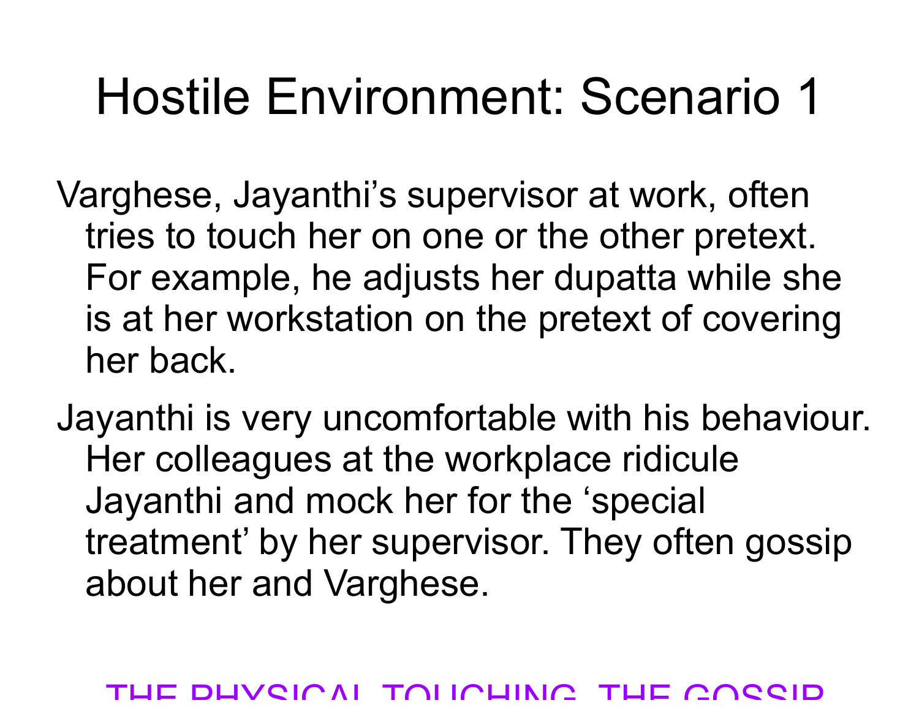# Hostile Environment: Scenario 1

Varghese, Jayanthi's supervisor at work, often tries to touch her on one or the other pretext. For example, he adjusts her dupatta while she is at her workstation on the pretext of covering her back.

Jayanthi is very uncomfortable with his behaviour. Her colleagues at the workplace ridicule Jayanthi and mock her for the 'special treatment' by her supervisor. They often gossip about her and Varghese.

THE PHYSICAL TOUCHING, THE GOSSIP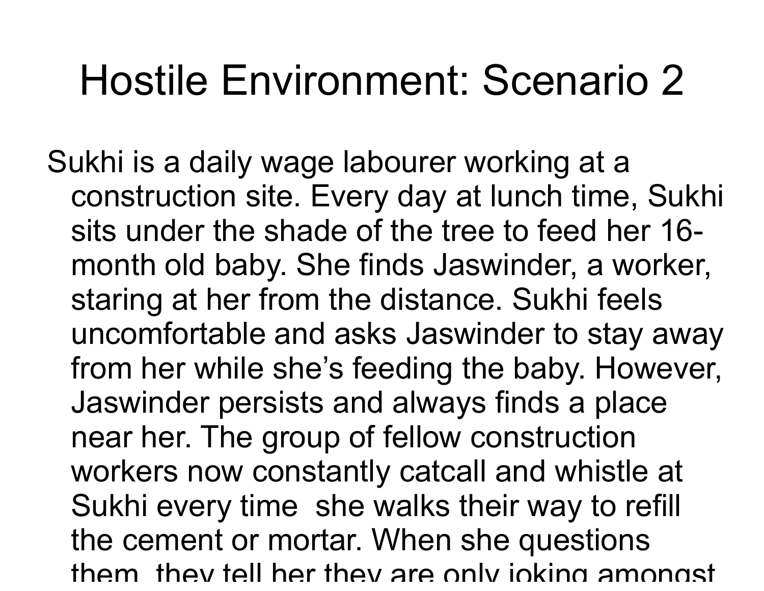# Hostile Environment: Scenario 2

Sukhi is a daily wage labourer working at a construction site. Every day at lunch time, Sukhi sits under the shade of the tree to feed her 16-month old baby. She finds Jaswinder, a worker, staring at her from the distance. Sukhi feels uncomfortable and asks Jaswinder to stay away from her while she's feeding the baby. However, Jaswinder persists and always finds a place near her. The group of fellow construction workers now constantly catcall and whistle at Sukhi every time she walks their way to refill the cement or mortar. When she questions them, they tell her they are only joking amongst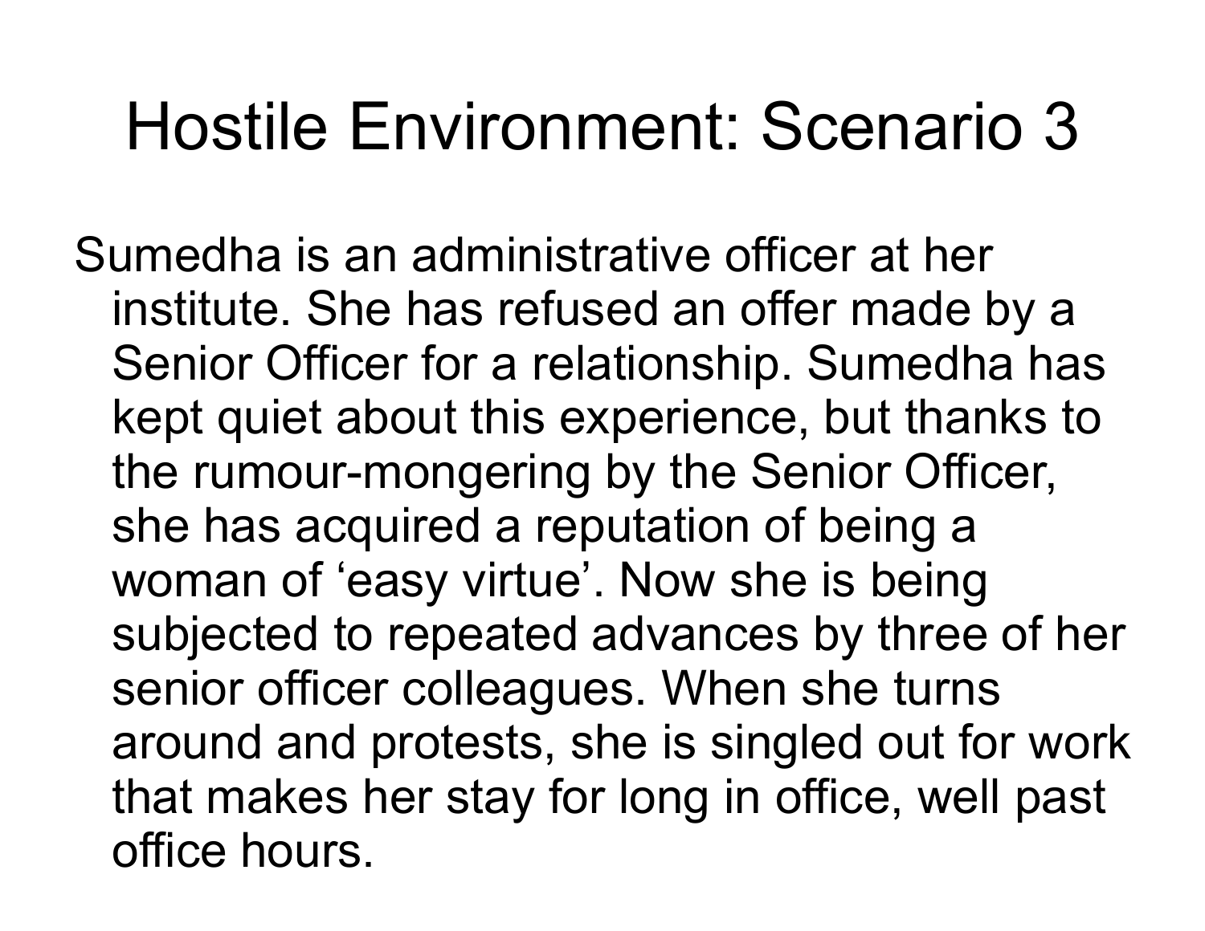# Hostile Environment: Scenario 3

Sumedha is an administrative officer at her institute. She has refused an offer made by a Senior Officer for a relationship. Sumedha has kept quiet about this experience, but thanks to the rumour-mongering by the Senior Officer, she has acquired a reputation of being a woman of ‘easy virtue’. Now she is being subjected to repeated advances by three of her senior officer colleagues. When she turns around and protests, she is singled out for work that makes her stay for long in office, well past office hours.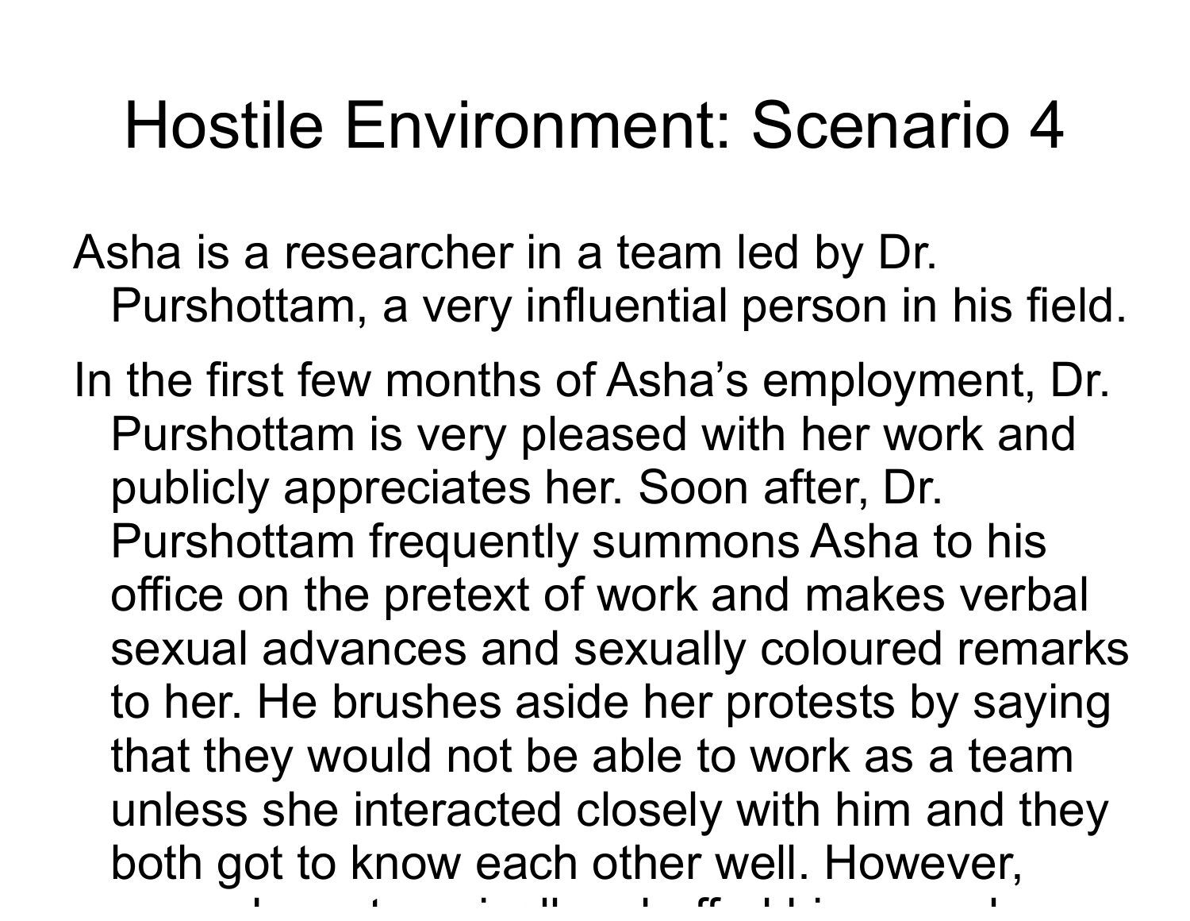# Hostile Environment: Scenario 4

Asha is a researcher in a team led by Dr. Purshottam, a very influential person in his field.

In the first few months of Asha's employment, Dr. Purshottam is very pleased with her work and publicly appreciates her. Soon after, Dr. Purshottam frequently summons Asha to his office on the pretext of work and makes verbal sexual advances and sexually coloured remarks to her. He brushes aside her protests by saying that they would not be able to work as a team unless she interacted closely with him and they both got to know each other well. However,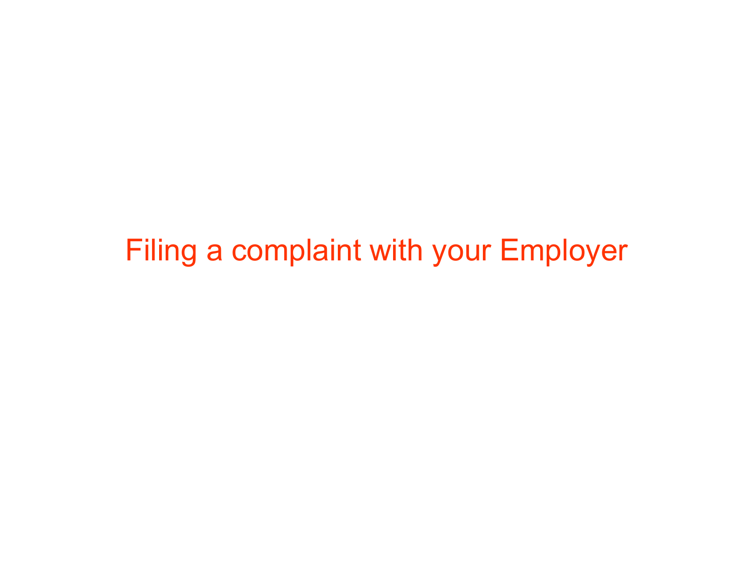# Filing a complaint with your Employer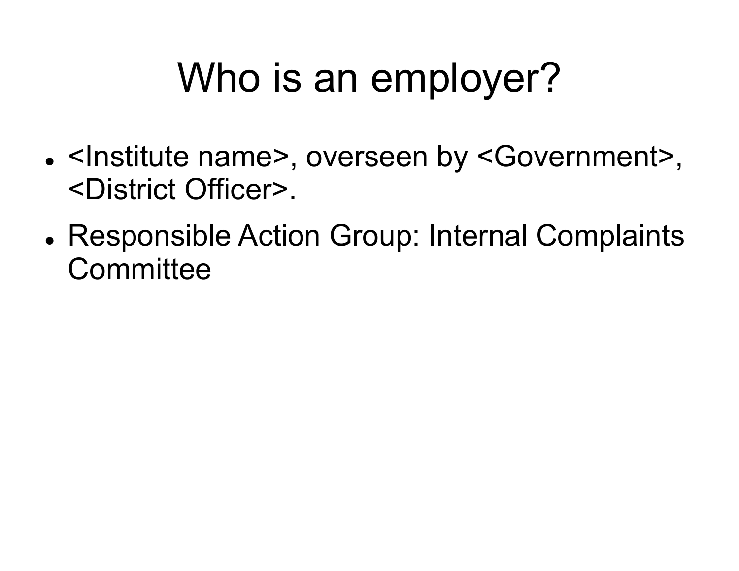# Who is an employer?

- <Institute name>, overseen by <Government>, <District Officer>.
- Responsible Action Group: Internal Complaints Committee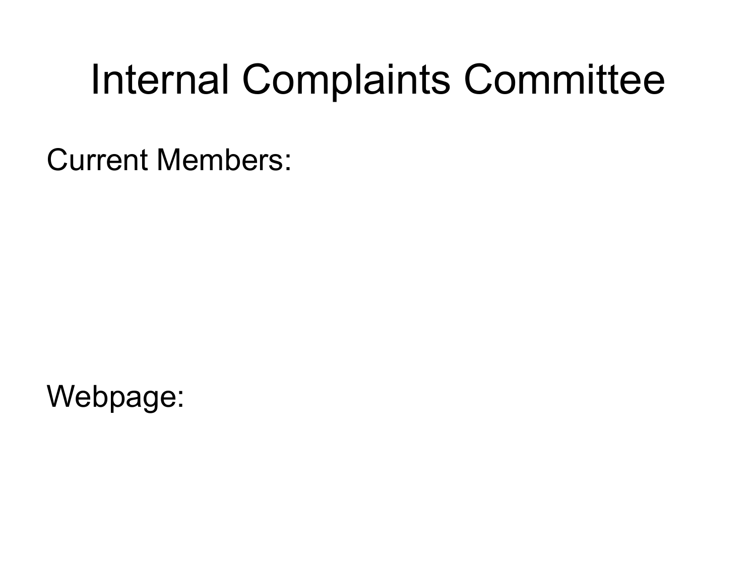# Internal Complaints Committee

Current Members:

Webpage: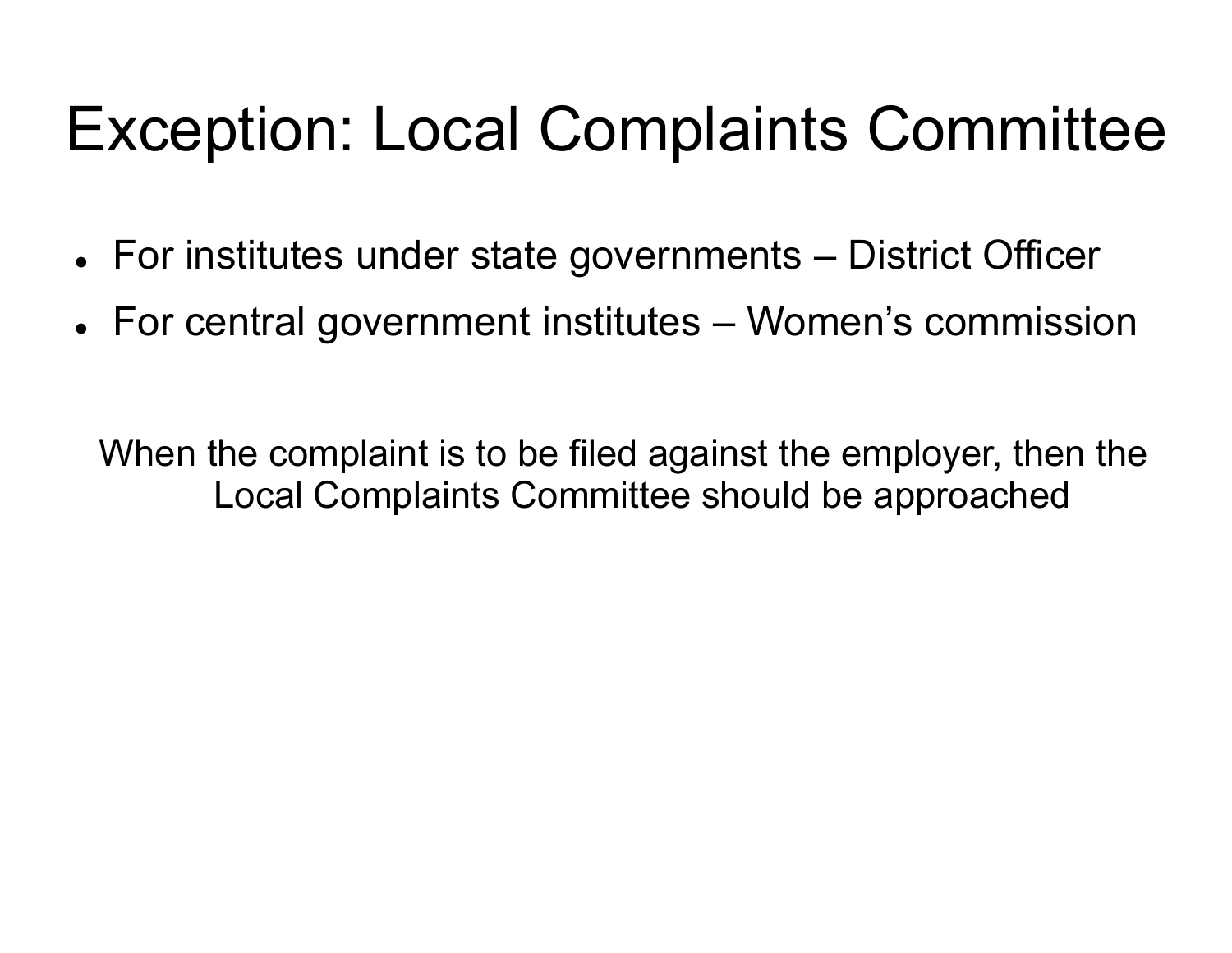# Exception: Local Complaints Committee

- For institutes under state governments – District Officer
- For central government institutes – Women's commission

When the complaint is to be filed against the employer, then the Local Complaints Committee should be approached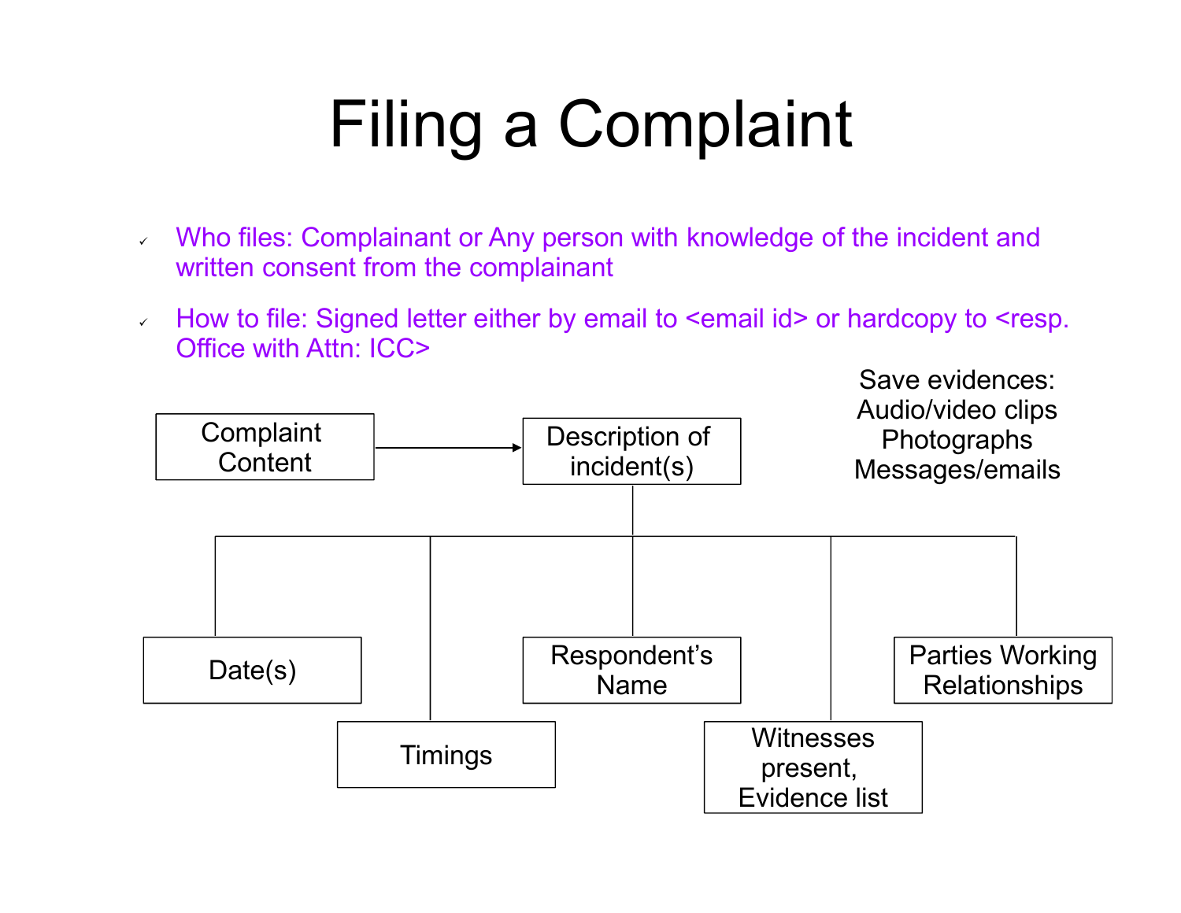# Filing a Complaint

- Who files: Complainant or Any person with knowledge of the incident and written consent from the complainant
- How to file: Signed letter either by email to <email id> or hardcopy to <resp. Office with Attn: ICC>

Save evidences:
Audio/video clips
Photographs
Messages/emails

Complaint Content → Description of incident(s)

- Date(s)
- Timings
- Respondent's Name
- Witnesses present, Evidence list
- Parties Working Relationships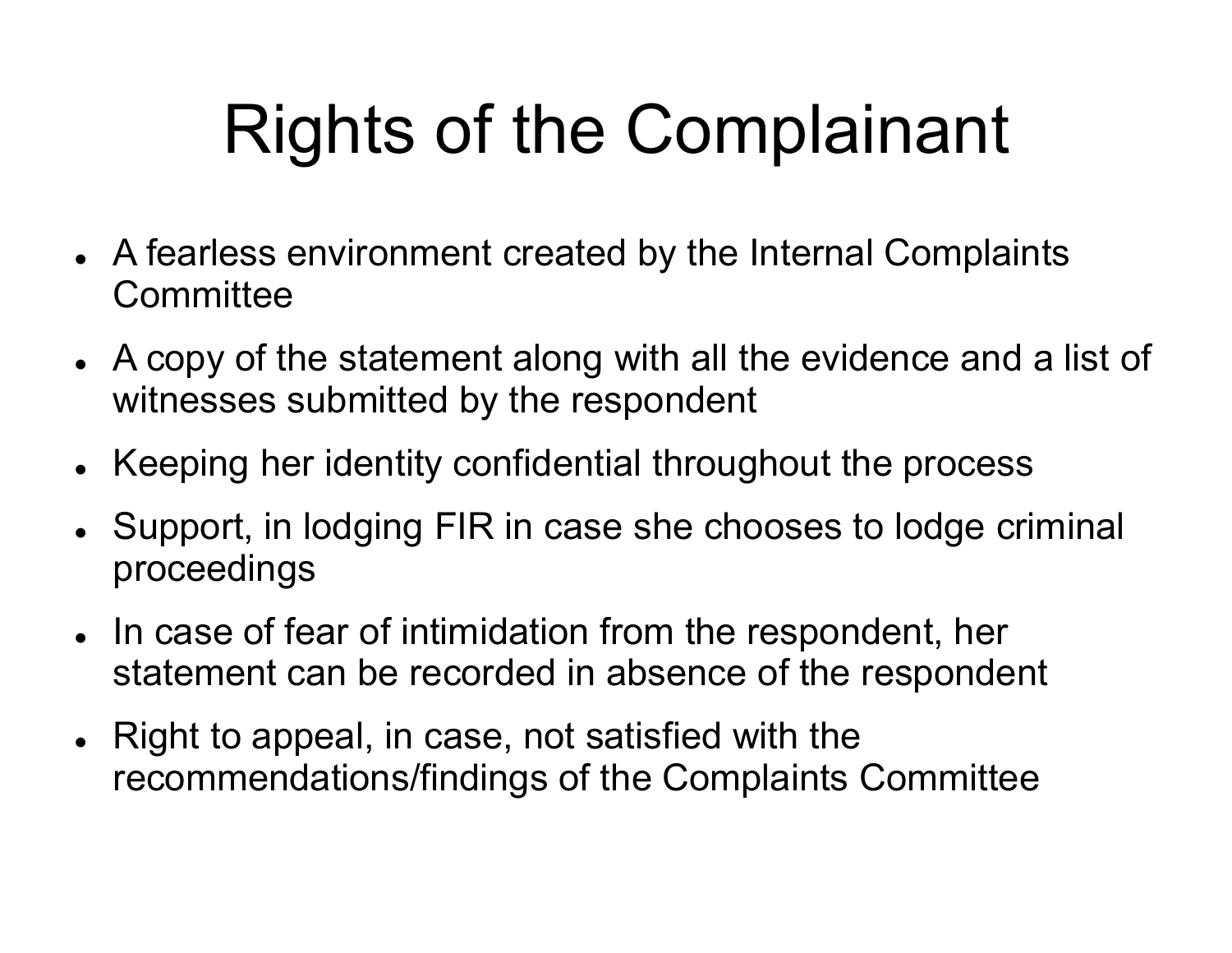# Rights of the Complainant

- A fearless environment created by the Internal Complaints Committee
- A copy of the statement along with all the evidence and a list of witnesses submitted by the respondent
- Keeping her identity confidential throughout the process
- Support, in lodging FIR in case she chooses to lodge criminal proceedings
- In case of fear of intimidation from the respondent, her statement can be recorded in absence of the respondent
- Right to appeal, in case, not satisfied with the recommendations/findings of the Complaints Committee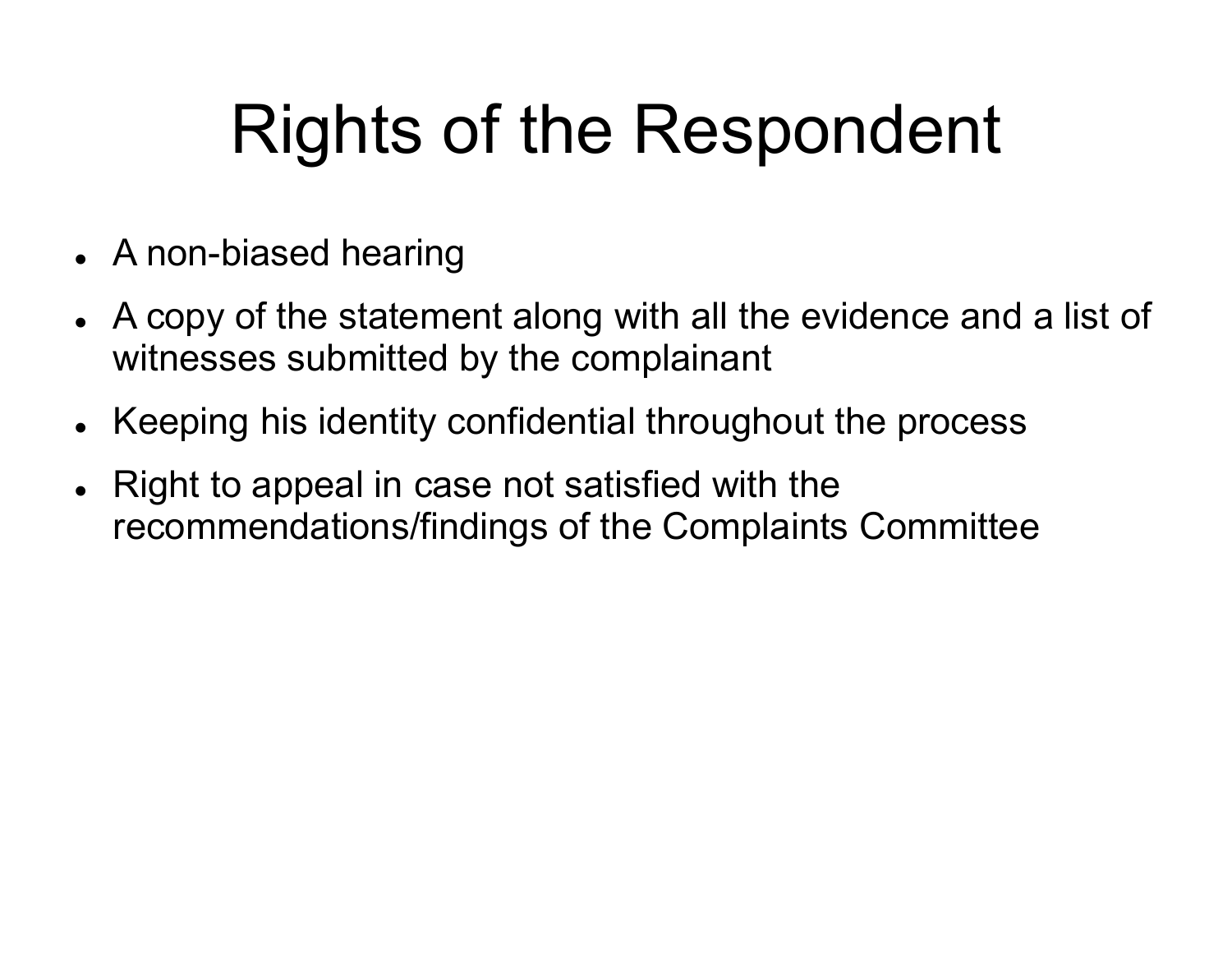# Rights of the Respondent

- A non-biased hearing
- A copy of the statement along with all the evidence and a list of witnesses submitted by the complainant
- Keeping his identity confidential throughout the process
- Right to appeal in case not satisfied with the recommendations/findings of the Complaints Committee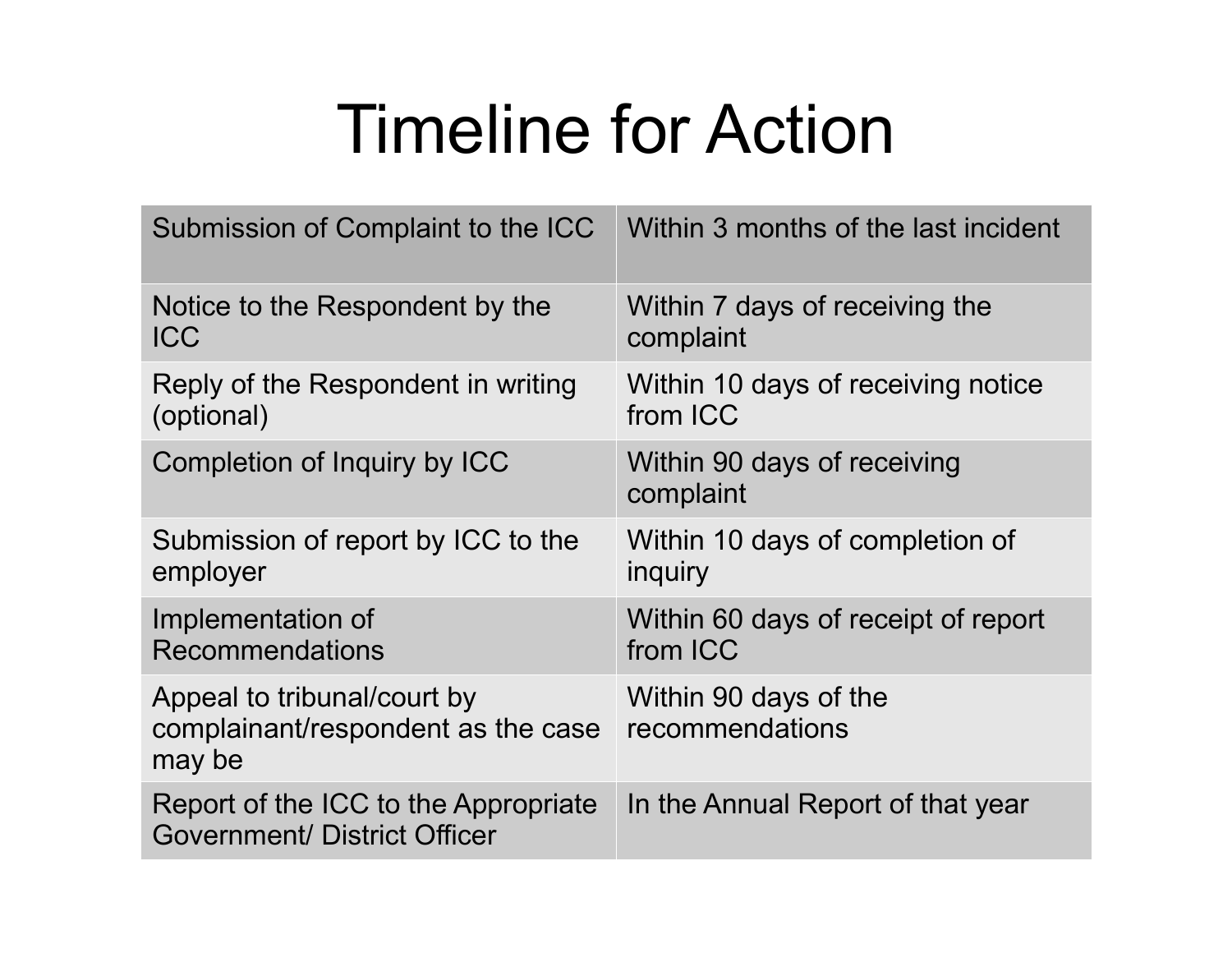# Timeline for Action

| Submission of Complaint to the ICC | Within 3 months of the last incident |
|---|---|
| Notice to the Respondent by the ICC | Within 7 days of receiving the complaint |
| Reply of the Respondent in writing (optional) | Within 10 days of receiving notice from ICC |
| Completion of Inquiry by ICC | Within 90 days of receiving complaint |
| Submission of report by ICC to the employer | Within 10 days of completion of inquiry |
| Implementation of Recommendations | Within 60 days of receipt of report from ICC |
| Appeal to tribunal/court by complainant/respondent as the case may be | Within 90 days of the recommendations |
| Report of the ICC to the Appropriate Government/ District Officer | In the Annual Report of that year |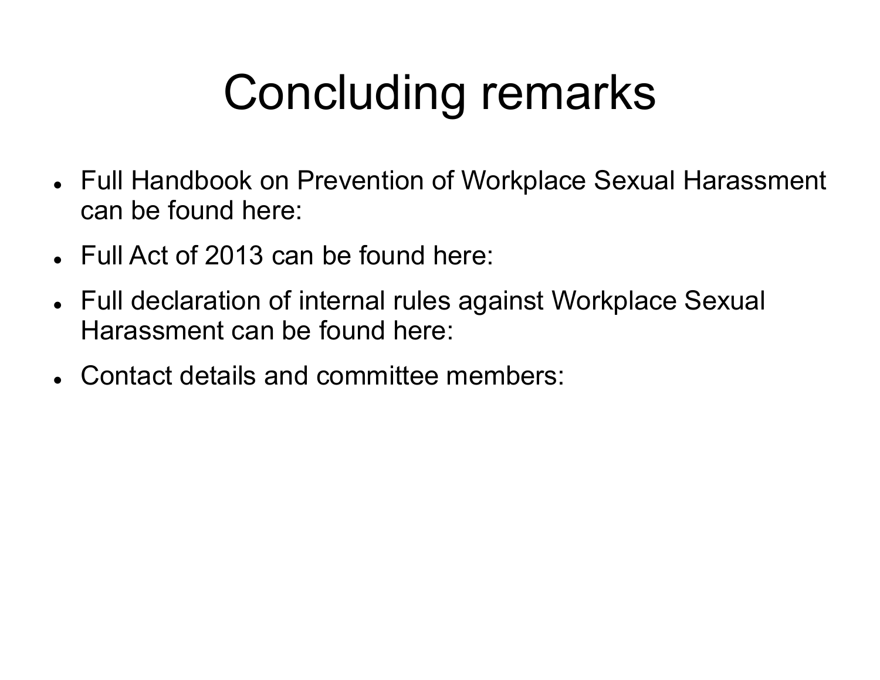# Concluding remarks

- Full Handbook on Prevention of Workplace Sexual Harassment can be found here:
- Full Act of 2013 can be found here:
- Full declaration of internal rules against Workplace Sexual Harassment can be found here:
- Contact details and committee members: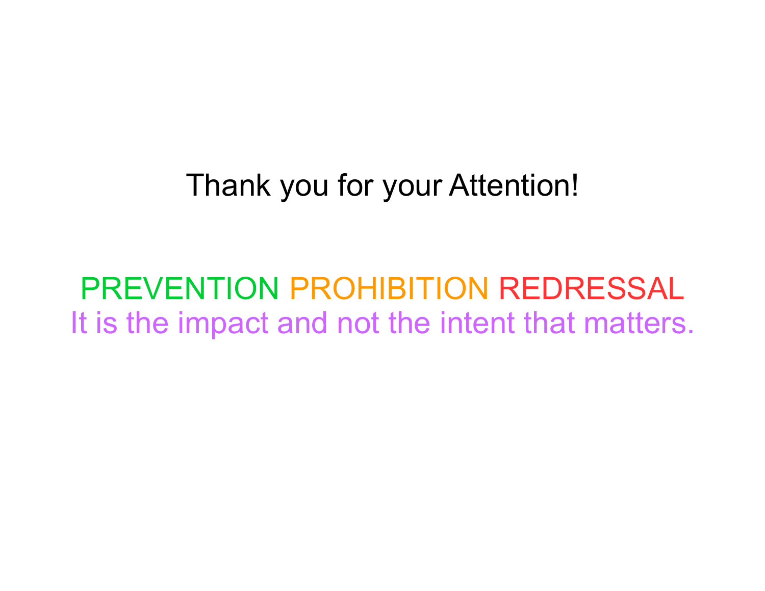Thank you for your Attention!

PREVENTION PROHIBITION REDRESSAL

It is the impact and not the intent that matters.